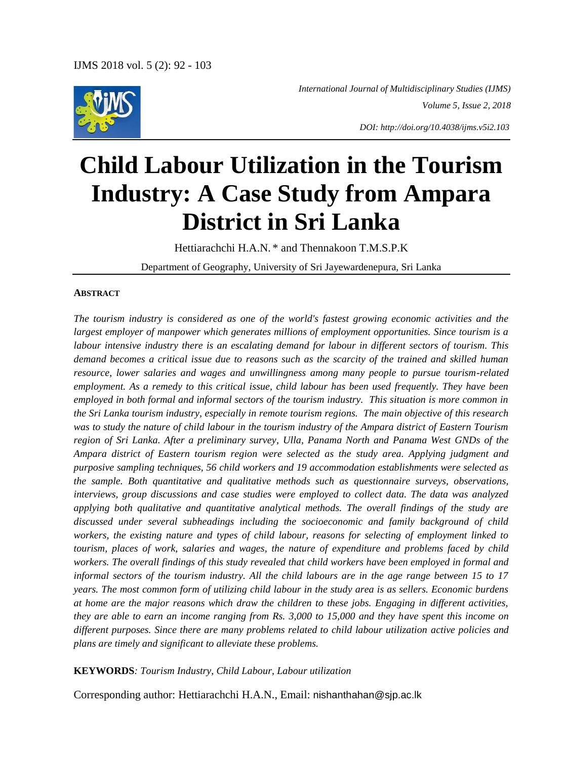*International Journal of Multidisciplinary Studies (IJMS)*

*Volume 5, Issue 2, 2018*

*DOI: http://doi.org/10.4038/ijms.v5i2.103*

# Child Labour Utilization in the Tourism Industry: A Case Study from Ampara District in Sri Lanka

Hettiarachchi H.A.N. * and Thennakoon T.M.S.P.K

Department of Geography, University of Sri Jayewardenepura, Sri Lanka

## ABSTRACT

*The tourism industry is considered as one of the world's fastest growing economic activities and the largest employer of manpower which generates millions of employment opportunities. Since tourism is a labour intensive industry there is an escalating demand for labour in different sectors of tourism. This demand becomes a critical issue due to reasons such as the scarcity of the trained and skilled human resource, lower salaries and wages and unwillingness among many people to pursue tourism-related employment. As a remedy to this critical issue, child labour has been used frequently. They have been employed in both formal and informal sectors of the tourism industry. This situation is more common in the Sri Lanka tourism industry, especially in remote tourism regions. The main objective of this research was to study the nature of child labour in the tourism industry of the Ampara district of Eastern Tourism region of Sri Lanka. After a preliminary survey, Ulla, Panama North and Panama West GNDs of the Ampara district of Eastern tourism region were selected as the study area. Applying judgment and purposive sampling techniques, 56 child workers and 19 accommodation establishments were selected as the sample. Both quantitative and qualitative methods such as questionnaire surveys, observations, interviews, group discussions and case studies were employed to collect data. The data was analyzed applying both qualitative and quantitative analytical methods. The overall findings of the study are discussed under several subheadings including the socioeconomic and family background of child workers, the existing nature and types of child labour, reasons for selecting of employment linked to tourism, places of work, salaries and wages, the nature of expenditure and problems faced by child workers. The overall findings of this study revealed that child workers have been employed in formal and informal sectors of the tourism industry. All the child labours are in the age range between 15 to 17 years. The most common form of utilizing child labour in the study area is as sellers. Economic burdens at home are the major reasons which draw the children to these jobs. Engaging in different activities, they are able to earn an income ranging from Rs. 3,000 to 15,000 and they have spent this income on different purposes. Since there are many problems related to child labour utilization active policies and plans are timely and significant to alleviate these problems.*

**KEYWORDS***: Tourism Industry, Child Labour, Labour utilization*

Corresponding author: Hettiarachchi H.A.N., Email: nishanthahan@sjp.ac.lk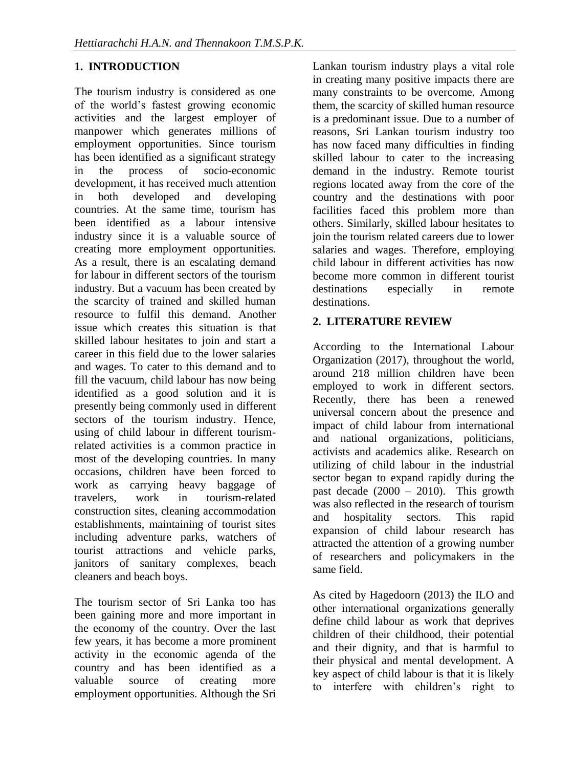## 1. INTRODUCTION

The tourism industry is considered as one of the world's fastest growing economic activities and the largest employer of manpower which generates millions of employment opportunities. Since tourism has been identified as a significant strategy in the process of socio-economic development, it has received much attention in both developed and developing countries. At the same time, tourism has been identified as a labour intensive industry since it is a valuable source of creating more employment opportunities. As a result, there is an escalating demand for labour in different sectors of the tourism industry. But a vacuum has been created by the scarcity of trained and skilled human resource to fulfil this demand. Another issue which creates this situation is that skilled labour hesitates to join and start a career in this field due to the lower salaries and wages. To cater to this demand and to fill the vacuum, child labour has now being identified as a good solution and it is presently being commonly used in different sectors of the tourism industry. Hence, using of child labour in different tourism-related activities is a common practice in most of the developing countries. In many occasions, children have been forced to work as carrying heavy baggage of travelers, work in tourism-related construction sites, cleaning accommodation establishments, maintaining of tourist sites including adventure parks, watchers of tourist attractions and vehicle parks, janitors of sanitary complexes, beach cleaners and beach boys.

The tourism sector of Sri Lanka too has been gaining more and more important in the economy of the country. Over the last few years, it has become a more prominent activity in the economic agenda of the country and has been identified as a valuable source of creating more employment opportunities. Although the Sri Lankan tourism industry plays a vital role in creating many positive impacts there are many constraints to be overcome. Among them, the scarcity of skilled human resource is a predominant issue. Due to a number of reasons, Sri Lankan tourism industry too has now faced many difficulties in finding skilled labour to cater to the increasing demand in the industry. Remote tourist regions located away from the core of the country and the destinations with poor facilities faced this problem more than others. Similarly, skilled labour hesitates to join the tourism related careers due to lower salaries and wages. Therefore, employing child labour in different activities has now become more common in different tourist destinations especially in remote destinations.

## 2. LITERATURE REVIEW

According to the International Labour Organization (2017), throughout the world, around 218 million children have been employed to work in different sectors. Recently, there has been a renewed universal concern about the presence and impact of child labour from international and national organizations, politicians, activists and academics alike. Research on utilizing of child labour in the industrial sector began to expand rapidly during the past decade (2000 – 2010). This growth was also reflected in the research of tourism and hospitality sectors. This rapid expansion of child labour research has attracted the attention of a growing number of researchers and policymakers in the same field.

As cited by Hagedoorn (2013) the ILO and other international organizations generally define child labour as work that deprives children of their childhood, their potential and their dignity, and that is harmful to their physical and mental development. A key aspect of child labour is that it is likely to interfere with children's right to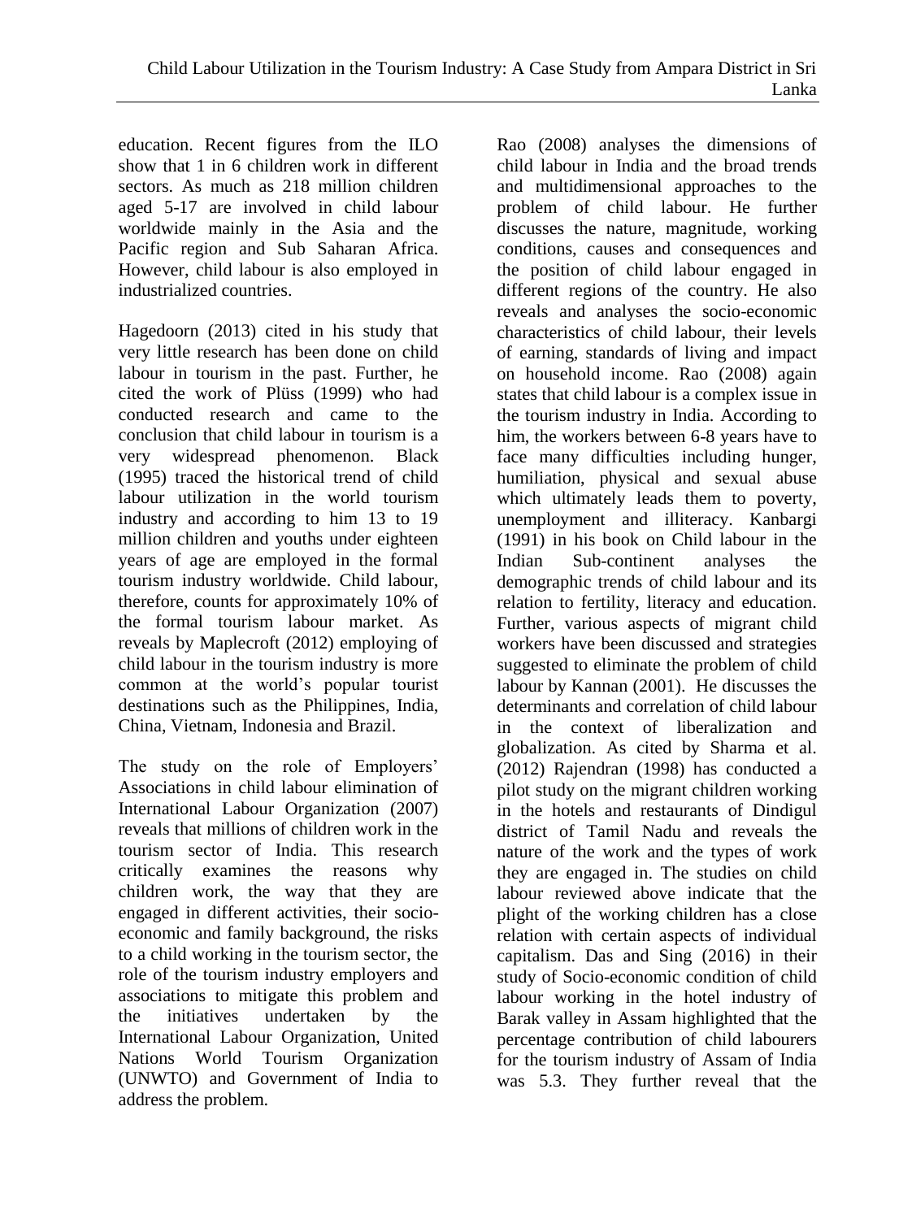education. Recent figures from the ILO show that 1 in 6 children work in different sectors. As much as 218 million children aged 5-17 are involved in child labour worldwide mainly in the Asia and the Pacific region and Sub Saharan Africa. However, child labour is also employed in industrialized countries.

Hagedoorn (2013) cited in his study that very little research has been done on child labour in tourism in the past. Further, he cited the work of Plüss (1999) who had conducted research and came to the conclusion that child labour in tourism is a very widespread phenomenon. Black (1995) traced the historical trend of child labour utilization in the world tourism industry and according to him 13 to 19 million children and youths under eighteen years of age are employed in the formal tourism industry worldwide. Child labour, therefore, counts for approximately 10% of the formal tourism labour market. As reveals by Maplecroft (2012) employing of child labour in the tourism industry is more common at the world's popular tourist destinations such as the Philippines, India, China, Vietnam, Indonesia and Brazil.

The study on the role of Employers' Associations in child labour elimination of International Labour Organization (2007) reveals that millions of children work in the tourism sector of India. This research critically examines the reasons why children work, the way that they are engaged in different activities, their socio-economic and family background, the risks to a child working in the tourism sector, the role of the tourism industry employers and associations to mitigate this problem and the initiatives undertaken by the International Labour Organization, United Nations World Tourism Organization (UNWTO) and Government of India to address the problem.

Rao (2008) analyses the dimensions of child labour in India and the broad trends and multidimensional approaches to the problem of child labour. He further discusses the nature, magnitude, working conditions, causes and consequences and the position of child labour engaged in different regions of the country. He also reveals and analyses the socio-economic characteristics of child labour, their levels of earning, standards of living and impact on household income. Rao (2008) again states that child labour is a complex issue in the tourism industry in India. According to him, the workers between 6-8 years have to face many difficulties including hunger, humiliation, physical and sexual abuse which ultimately leads them to poverty, unemployment and illiteracy. Kanbargi (1991) in his book on Child labour in the Indian Sub-continent analyses the demographic trends of child labour and its relation to fertility, literacy and education. Further, various aspects of migrant child workers have been discussed and strategies suggested to eliminate the problem of child labour by Kannan (2001). He discusses the determinants and correlation of child labour in the context of liberalization and globalization. As cited by Sharma et al. (2012) Rajendran (1998) has conducted a pilot study on the migrant children working in the hotels and restaurants of Dindigul district of Tamil Nadu and reveals the nature of the work and the types of work they are engaged in. The studies on child labour reviewed above indicate that the plight of the working children has a close relation with certain aspects of individual capitalism. Das and Sing (2016) in their study of Socio-economic condition of child labour working in the hotel industry of Barak valley in Assam highlighted that the percentage contribution of child labourers for the tourism industry of Assam of India was 5.3. They further reveal that the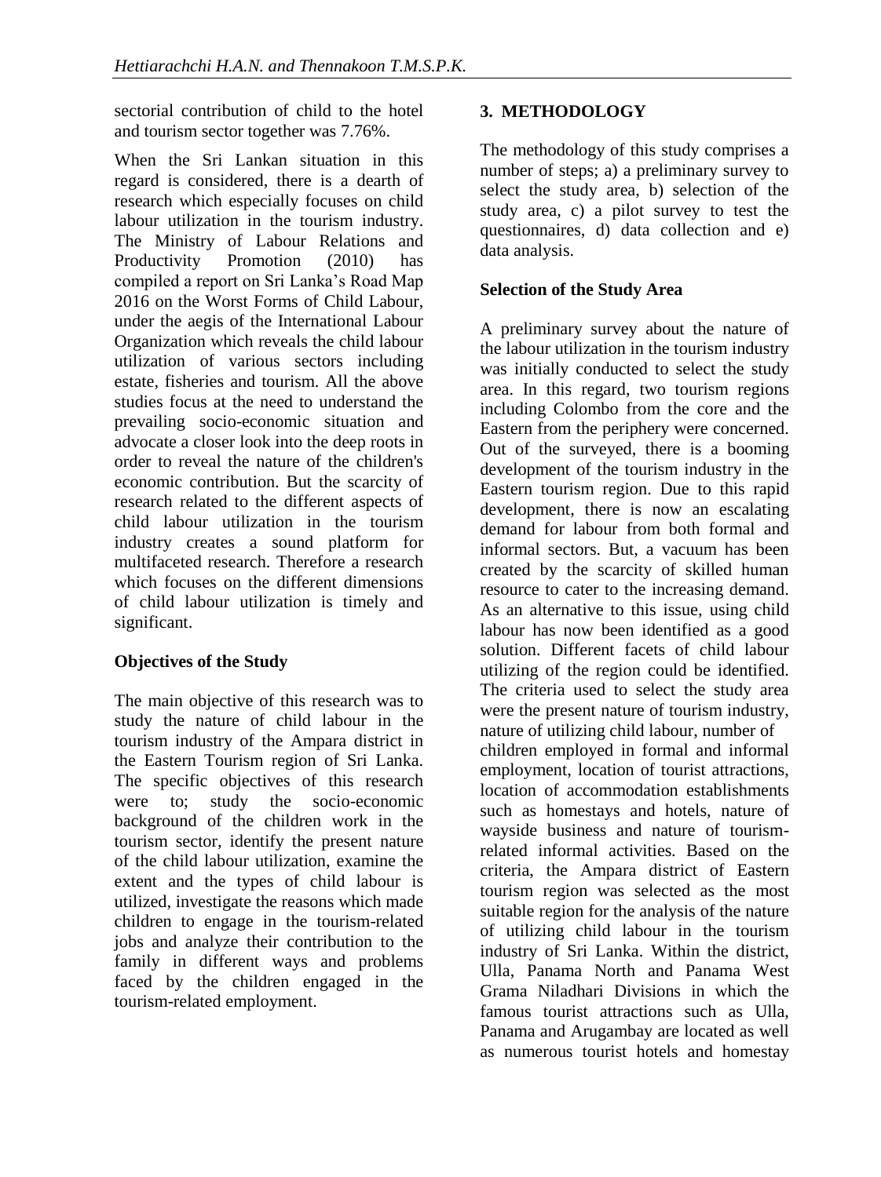sectorial contribution of child to the hotel and tourism sector together was 7.76%.

When the Sri Lankan situation in this regard is considered, there is a dearth of research which especially focuses on child labour utilization in the tourism industry. The Ministry of Labour Relations and Productivity Promotion (2010) has compiled a report on Sri Lanka's Road Map 2016 on the Worst Forms of Child Labour, under the aegis of the International Labour Organization which reveals the child labour utilization of various sectors including estate, fisheries and tourism. All the above studies focus at the need to understand the prevailing socio-economic situation and advocate a closer look into the deep roots in order to reveal the nature of the children's economic contribution. But the scarcity of research related to the different aspects of child labour utilization in the tourism industry creates a sound platform for multifaceted research. Therefore a research which focuses on the different dimensions of child labour utilization is timely and significant.

### Objectives of the Study

The main objective of this research was to study the nature of child labour in the tourism industry of the Ampara district in the Eastern Tourism region of Sri Lanka. The specific objectives of this research were to; study the socio-economic background of the children work in the tourism sector, identify the present nature of the child labour utilization, examine the extent and the types of child labour is utilized, investigate the reasons which made children to engage in the tourism-related jobs and analyze their contribution to the family in different ways and problems faced by the children engaged in the tourism-related employment.

## 3. METHODOLOGY

The methodology of this study comprises a number of steps; a) a preliminary survey to select the study area, b) selection of the study area, c) a pilot survey to test the questionnaires, d) data collection and e) data analysis.

### Selection of the Study Area

A preliminary survey about the nature of the labour utilization in the tourism industry was initially conducted to select the study area. In this regard, two tourism regions including Colombo from the core and the Eastern from the periphery were concerned. Out of the surveyed, there is a booming development of the tourism industry in the Eastern tourism region. Due to this rapid development, there is now an escalating demand for labour from both formal and informal sectors. But, a vacuum has been created by the scarcity of skilled human resource to cater to the increasing demand. As an alternative to this issue, using child labour has now been identified as a good solution. Different facets of child labour utilizing of the region could be identified. The criteria used to select the study area were the present nature of tourism industry, nature of utilizing child labour, number of children employed in formal and informal employment, location of tourist attractions, location of accommodation establishments such as homestays and hotels, nature of wayside business and nature of tourism-related informal activities. Based on the criteria, the Ampara district of Eastern tourism region was selected as the most suitable region for the analysis of the nature of utilizing child labour in the tourism industry of Sri Lanka. Within the district, Ulla, Panama North and Panama West Grama Niladhari Divisions in which the famous tourist attractions such as Ulla, Panama and Arugambay are located as well as numerous tourist hotels and homestay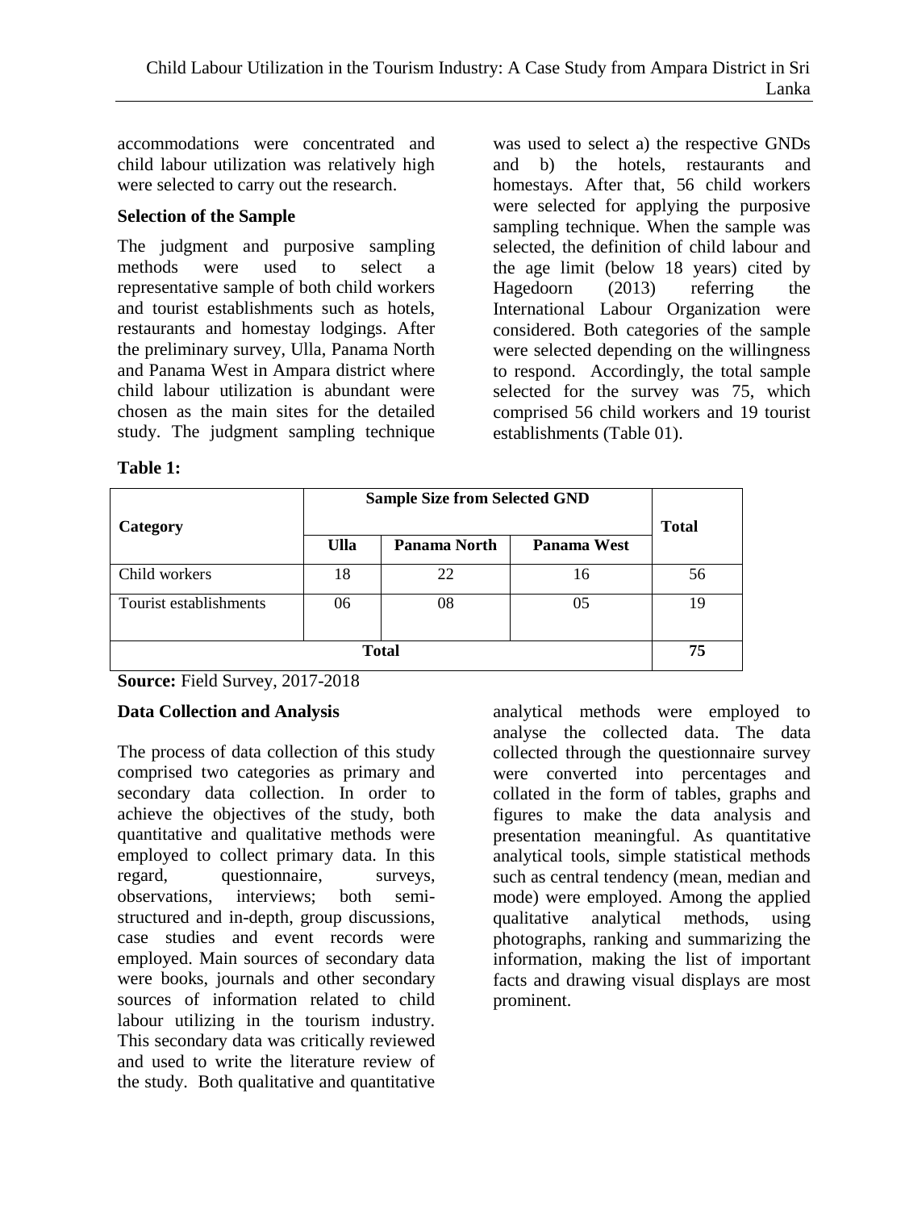accommodations were concentrated and child labour utilization was relatively high were selected to carry out the research.

### Selection of the Sample

The judgment and purposive sampling methods were used to select a representative sample of both child workers and tourist establishments such as hotels, restaurants and homestay lodgings. After the preliminary survey, Ulla, Panama North and Panama West in Ampara district where child labour utilization is abundant were chosen as the main sites for the detailed study. The judgment sampling technique was used to select a) the respective GNDs and b) the hotels, restaurants and homestays. After that, 56 child workers were selected for applying the purposive sampling technique. When the sample was selected, the definition of child labour and the age limit (below 18 years) cited by Hagedoorn (2013) referring the International Labour Organization were considered. Both categories of the sample were selected depending on the willingness to respond. Accordingly, the total sample selected for the survey was 75, which comprised 56 child workers and 19 tourist establishments (Table 01).

**Table 1:**

| Category | Sample Size from Selected GND | | | Total |
|---|---|---|---|---|
| | Ulla | Panama North | Panama West | |
| Child workers | 18 | 22 | 16 | 56 |
| Tourist establishments | 06 | 08 | 05 | 19 |
| **Total** | | | | **75** |

**Source:** Field Survey, 2017-2018

### Data Collection and Analysis

The process of data collection of this study comprised two categories as primary and secondary data collection. In order to achieve the objectives of the study, both quantitative and qualitative methods were employed to collect primary data. In this regard, questionnaire, surveys, observations, interviews; both semi-structured and in-depth, group discussions, case studies and event records were employed. Main sources of secondary data were books, journals and other secondary sources of information related to child labour utilizing in the tourism industry. This secondary data was critically reviewed and used to write the literature review of the study. Both qualitative and quantitative analytical methods were employed to analyse the collected data. The data collected through the questionnaire survey were converted into percentages and collated in the form of tables, graphs and figures to make the data analysis and presentation meaningful. As quantitative analytical tools, simple statistical methods such as central tendency (mean, median and mode) were employed. Among the applied qualitative analytical methods, using photographs, ranking and summarizing the information, making the list of important facts and drawing visual displays are most prominent.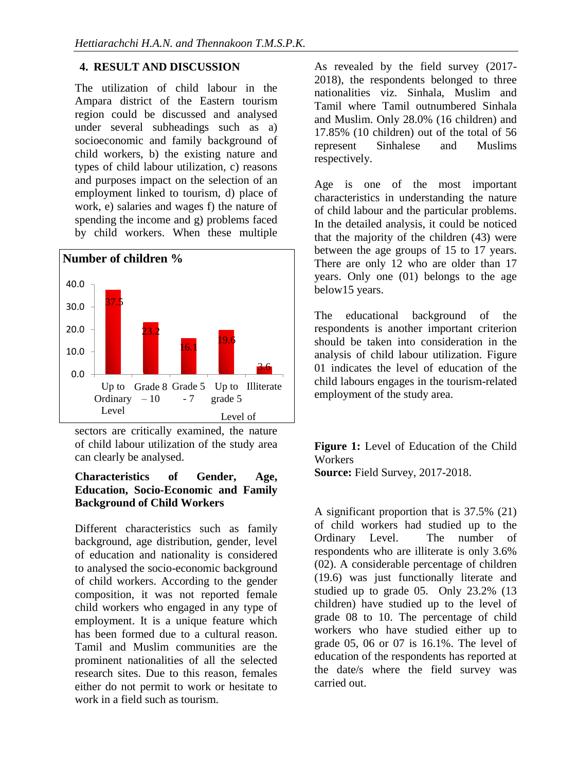## 4. RESULT AND DISCUSSION

The utilization of child labour in the Ampara district of the Eastern tourism region could be discussed and analysed under several subheadings such as a) socioeconomic and family background of child workers, b) the existing nature and types of child labour utilization, c) reasons and purposes impact on the selection of an employment linked to tourism, d) place of work, e) salaries and wages f) the nature of spending the income and g) problems faced by child workers. When these multiple sectors are critically examined, the nature of child labour utilization of the study area can clearly be analysed.

### Characteristics of Gender, Age, Education, Socio-Economic and Family Background of Child Workers

Different characteristics such as family background, age distribution, gender, level of education and nationality is considered to analysed the socio-economic background of child workers. According to the gender composition, it was not reported female child workers who engaged in any type of employment. It is a unique feature which has been formed due to a cultural reason. Tamil and Muslim communities are the prominent nationalities of all the selected research sites. Due to this reason, females either do not permit to work or hesitate to work in a field such as tourism.

As revealed by the field survey (2017-2018), the respondents belonged to three nationalities viz. Sinhala, Muslim and Tamil where Tamil outnumbered Sinhala and Muslim. Only 28.0% (16 children) and 17.85% (10 children) out of the total of 56 represent Sinhalese and Muslims respectively.

Age is one of the most important characteristics in understanding the nature of child labour and the particular problems. In the detailed analysis, it could be noticed that the majority of the children (43) were between the age groups of 15 to 17 years. There are only 12 who are older than 17 years. Only one (01) belongs to the age below15 years.

The educational background of the respondents is another important criterion should be taken into consideration in the analysis of child labour utilization. Figure 01 indicates the level of education of the child labours engages in the tourism-related employment of the study area.

**Number of children %**

| Level of Education | Number of children % |
|---|---|
| Up to Ordinary Level | 37.5 |
| Grade 8 – 10 | 23.2 |
| Grade 5 - 7 | 16.1 |
| Up to grade 5 | 19.6 |
| Illiterate | 3.6 |

**Figure 1:** Level of Education of the Child Workers
**Source:** Field Survey, 2017-2018.

A significant proportion that is 37.5% (21) of child workers had studied up to the Ordinary Level. The number of respondents who are illiterate is only 3.6% (02). A considerable percentage of children (19.6) was just functionally literate and studied up to grade 05. Only 23.2% (13 children) have studied up to the level of grade 08 to 10. The percentage of child workers who have studied either up to grade 05, 06 or 07 is 16.1%. The level of education of the respondents has reported at the date/s where the field survey was carried out.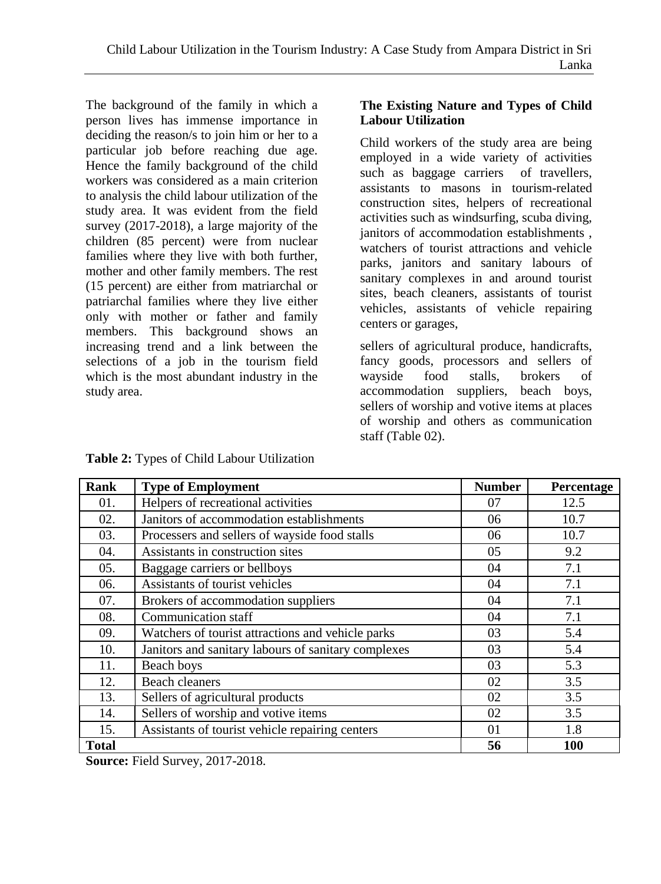The background of the family in which a person lives has immense importance in deciding the reason/s to join him or her to a particular job before reaching due age. Hence the family background of the child workers was considered as a main criterion to analysis the child labour utilization of the study area. It was evident from the field survey (2017-2018), a large majority of the children (85 percent) were from nuclear families where they live with both further, mother and other family members. The rest (15 percent) are either from matriarchal or patriarchal families where they live either only with mother or father and family members. This background shows an increasing trend and a link between the selections of a job in the tourism field which is the most abundant industry in the study area.

**The Existing Nature and Types of Child Labour Utilization**

Child workers of the study area are being employed in a wide variety of activities such as baggage carriers of travellers, assistants to masons in tourism-related construction sites, helpers of recreational activities such as windsurfing, scuba diving, janitors of accommodation establishments , watchers of tourist attractions and vehicle parks, janitors and sanitary labours of sanitary complexes in and around tourist sites, beach cleaners, assistants of tourist vehicles, assistants of vehicle repairing centers or garages,

sellers of agricultural produce, handicrafts, fancy goods, processors and sellers of wayside food stalls, brokers of accommodation suppliers, beach boys, sellers of worship and votive items at places of worship and others as communication staff (Table 02).

**Table 2:** Types of Child Labour Utilization

| Rank | Type of Employment | Number | Percentage |
|---|---|---|---|
| 01. | Helpers of recreational activities | 07 | 12.5 |
| 02. | Janitors of accommodation establishments | 06 | 10.7 |
| 03. | Processers and sellers of wayside food stalls | 06 | 10.7 |
| 04. | Assistants in construction sites | 05 | 9.2 |
| 05. | Baggage carriers or bellboys | 04 | 7.1 |
| 06. | Assistants of tourist vehicles | 04 | 7.1 |
| 07. | Brokers of accommodation suppliers | 04 | 7.1 |
| 08. | Communication staff | 04 | 7.1 |
| 09. | Watchers of tourist attractions and vehicle parks | 03 | 5.4 |
| 10. | Janitors and sanitary labours of sanitary complexes | 03 | 5.4 |
| 11. | Beach boys | 03 | 5.3 |
| 12. | Beach cleaners | 02 | 3.5 |
| 13. | Sellers of agricultural products | 02 | 3.5 |
| 14. | Sellers of worship and votive items | 02 | 3.5 |
| 15. | Assistants of tourist vehicle repairing centers | 01 | 1.8 |
| **Total** | | **56** | **100** |

**Source:** Field Survey, 2017-2018.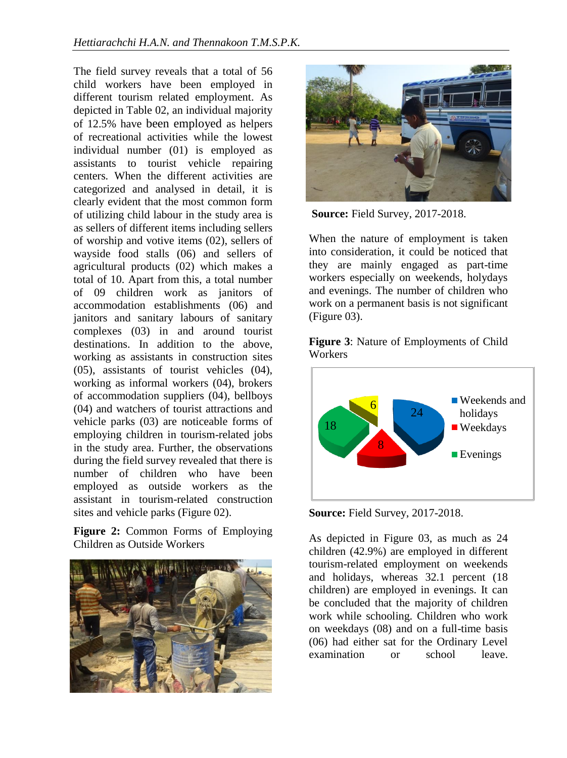The field survey reveals that a total of 56 child workers have been employed in different tourism related employment. As depicted in Table 02, an individual majority of 12.5% have been employed as helpers of recreational activities while the lowest individual number (01) is employed as assistants to tourist vehicle repairing centers. When the different activities are categorized and analysed in detail, it is clearly evident that the most common form of utilizing child labour in the study area is as sellers of different items including sellers of worship and votive items (02), sellers of wayside food stalls (06) and sellers of agricultural products (02) which makes a total of 10. Apart from this, a total number of 09 children work as janitors of accommodation establishments (06) and janitors and sanitary labours of sanitary complexes (03) in and around tourist destinations. In addition to the above, working as assistants in construction sites (05), assistants of tourist vehicles (04), working as informal workers (04), brokers of accommodation suppliers (04), bellboys (04) and watchers of tourist attractions and vehicle parks (03) are noticeable forms of employing children in tourism-related jobs in the study area. Further, the observations during the field survey revealed that there is number of children who have been employed as outside workers as the assistant in tourism-related construction sites and vehicle parks (Figure 02).

**Figure 2:** Common Forms of Employing Children as Outside Workers

**Source:** Field Survey, 2017-2018.

When the nature of employment is taken into consideration, it could be noticed that they are mainly engaged as part-time workers especially on weekends, holydays and evenings. The number of children who work on a permanent basis is not significant (Figure 03).

**Figure 3**: Nature of Employments of Child Workers

| Nature of employment | Number |
|---|---|
| Weekends and holidays | 24 |
| Weekdays | 8 |
| Evenings | 18 |
| (unlabelled) | 6 |

**Source:** Field Survey, 2017-2018.

As depicted in Figure 03, as much as 24 children (42.9%) are employed in different tourism-related employment on weekends and holidays, whereas 32.1 percent (18 children) are employed in evenings. It can be concluded that the majority of children work while schooling. Children who work on weekdays (08) and on a full-time basis (06) had either sat for the Ordinary Level examination or school leave.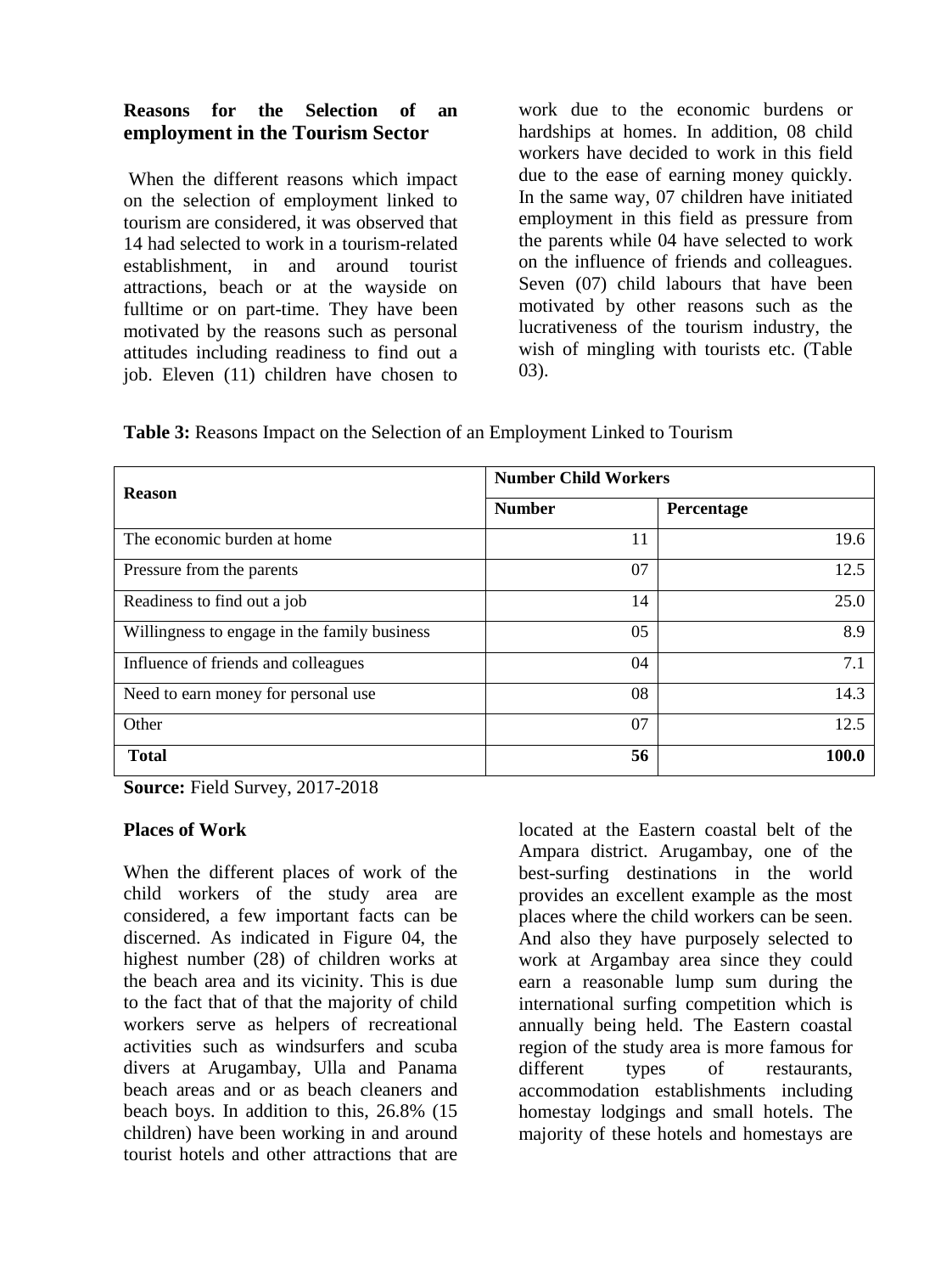### Reasons for the Selection of an employment in the Tourism Sector

When the different reasons which impact on the selection of employment linked to tourism are considered, it was observed that 14 had selected to work in a tourism-related establishment, in and around tourist attractions, beach or at the wayside on fulltime or on part-time. They have been motivated by the reasons such as personal attitudes including readiness to find out a job. Eleven (11) children have chosen to work due to the economic burdens or hardships at homes. In addition, 08 child workers have decided to work in this field due to the ease of earning money quickly. In the same way, 07 children have initiated employment in this field as pressure from the parents while 04 have selected to work on the influence of friends and colleagues. Seven (07) child labours that have been motivated by other reasons such as the lucrativeness of the tourism industry, the wish of mingling with tourists etc. (Table 03).

**Table 3:** Reasons Impact on the Selection of an Employment Linked to Tourism

| Reason | Number Child Workers | |
|---|---|---|
| | **Number** | **Percentage** |
| The economic burden at home | 11 | 19.6 |
| Pressure from the parents | 07 | 12.5 |
| Readiness to find out a job | 14 | 25.0 |
| Willingness to engage in the family business | 05 | 8.9 |
| Influence of friends and colleagues | 04 | 7.1 |
| Need to earn money for personal use | 08 | 14.3 |
| Other | 07 | 12.5 |
| **Total** | **56** | **100.0** |

**Source:** Field Survey, 2017-2018

### Places of Work

When the different places of work of the child workers of the study area are considered, a few important facts can be discerned. As indicated in Figure 04, the highest number (28) of children works at the beach area and its vicinity. This is due to the fact that of that the majority of child workers serve as helpers of recreational activities such as windsurfers and scuba divers at Arugambay, Ulla and Panama beach areas and or as beach cleaners and beach boys. In addition to this, 26.8% (15 children) have been working in and around tourist hotels and other attractions that are located at the Eastern coastal belt of the Ampara district. Arugambay, one of the best-surfing destinations in the world provides an excellent example as the most places where the child workers can be seen. And also they have purposely selected to work at Argambay area since they could earn a reasonable lump sum during the international surfing competition which is annually being held. The Eastern coastal region of the study area is more famous for different types of restaurants, accommodation establishments including homestay lodgings and small hotels. The majority of these hotels and homestays are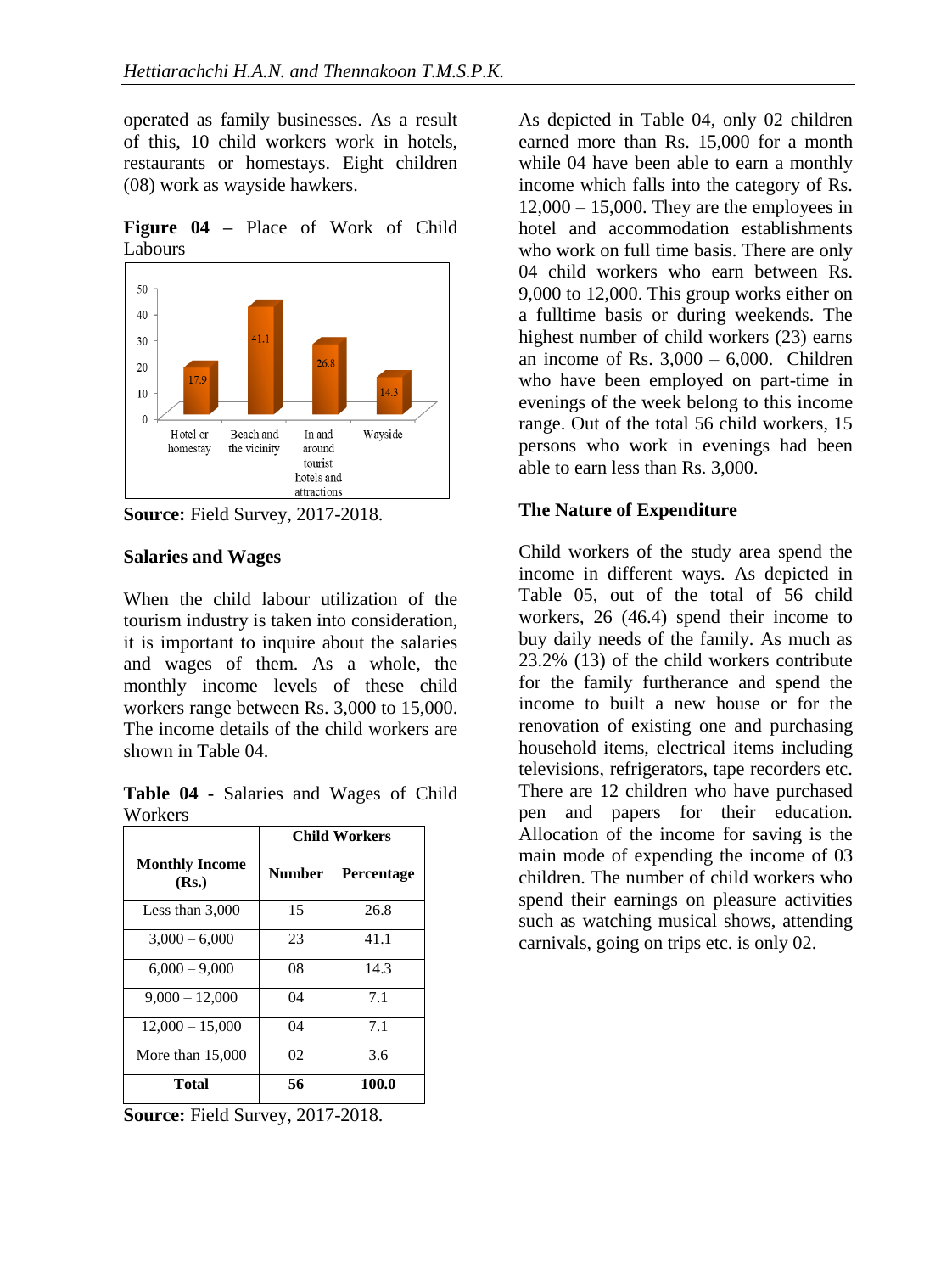operated as family businesses. As a result of this, 10 child workers work in hotels, restaurants or homestays. Eight children (08) work as wayside hawkers.

**Figure 04 –** Place of Work of Child Labours

**Source:** Field Survey, 2017-2018.

### Salaries and Wages

When the child labour utilization of the tourism industry is taken into consideration, it is important to inquire about the salaries and wages of them. As a whole, the monthly income levels of these child workers range between Rs. 3,000 to 15,000. The income details of the child workers are shown in Table 04.

**Table 04 -** Salaries and Wages of Child Workers

| Monthly Income (Rs.) | Child Workers | |
|---|---|---|
| | **Number** | **Percentage** |
| Less than 3,000 | 15 | 26.8 |
| 3,000 – 6,000 | 23 | 41.1 |
| 6,000 – 9,000 | 08 | 14.3 |
| 9,000 – 12,000 | 04 | 7.1 |
| 12,000 – 15,000 | 04 | 7.1 |
| More than 15,000 | 02 | 3.6 |
| **Total** | **56** | **100.0** |

**Source:** Field Survey, 2017-2018.

As depicted in Table 04, only 02 children earned more than Rs. 15,000 for a month while 04 have been able to earn a monthly income which falls into the category of Rs. 12,000 – 15,000. They are the employees in hotel and accommodation establishments who work on full time basis. There are only 04 child workers who earn between Rs. 9,000 to 12,000. This group works either on a fulltime basis or during weekends. The highest number of child workers (23) earns an income of Rs. 3,000 – 6,000. Children who have been employed on part-time in evenings of the week belong to this income range. Out of the total 56 child workers, 15 persons who work in evenings had been able to earn less than Rs. 3,000.

### The Nature of Expenditure

Child workers of the study area spend the income in different ways. As depicted in Table 05, out of the total of 56 child workers, 26 (46.4) spend their income to buy daily needs of the family. As much as 23.2% (13) of the child workers contribute for the family furtherance and spend the income to built a new house or for the renovation of existing one and purchasing household items, electrical items including televisions, refrigerators, tape recorders etc. There are 12 children who have purchased pen and papers for their education. Allocation of the income for saving is the main mode of expending the income of 03 children. The number of child workers who spend their earnings on pleasure activities such as watching musical shows, attending carnivals, going on trips etc. is only 02.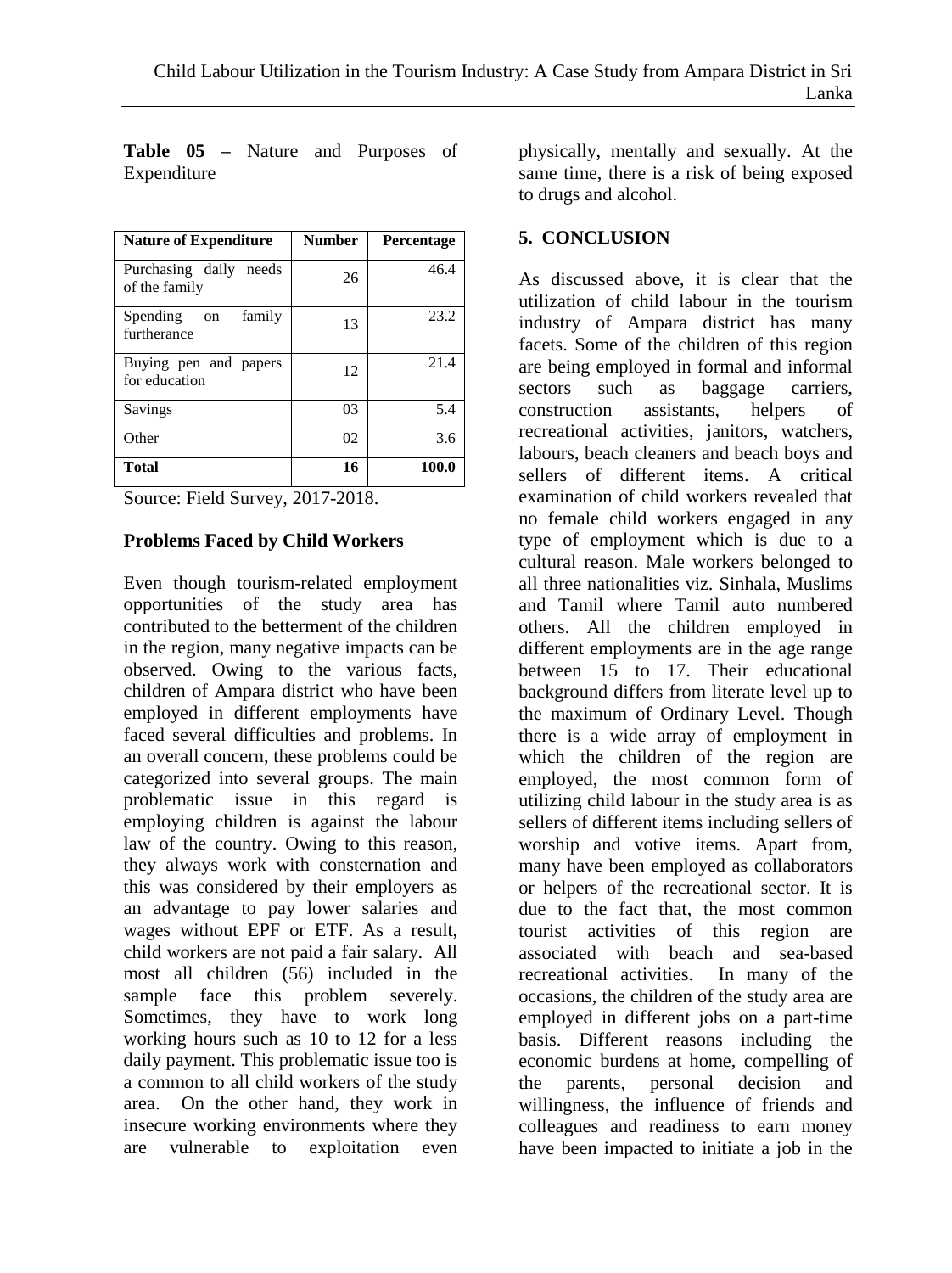**Table 05 –** Nature and Purposes of Expenditure

| **Nature of Expenditure** | **Number** | **Percentage** |
|---|---|---|
| Purchasing daily needs of the family | 26 | 46.4 |
| Spending on family furtherance | 13 | 23.2 |
| Buying pen and papers for education | 12 | 21.4 |
| Savings | 03 | 5.4 |
| Other | 02 | 3.6 |
| **Total** | **16** | **100.0** |

Source: Field Survey, 2017-2018.

### Problems Faced by Child Workers

Even though tourism-related employment opportunities of the study area has contributed to the betterment of the children in the region, many negative impacts can be observed. Owing to the various facts, children of Ampara district who have been employed in different employments have faced several difficulties and problems. In an overall concern, these problems could be categorized into several groups. The main problematic issue in this regard is employing children is against the labour law of the country. Owing to this reason, they always work with consternation and this was considered by their employers as an advantage to pay lower salaries and wages without EPF or ETF. As a result, child workers are not paid a fair salary. All most all children (56) included in the sample face this problem severely. Sometimes, they have to work long working hours such as 10 to 12 for a less daily payment. This problematic issue too is a common to all child workers of the study area. On the other hand, they work in insecure working environments where they are vulnerable to exploitation even physically, mentally and sexually. At the same time, there is a risk of being exposed to drugs and alcohol.

## 5. CONCLUSION

As discussed above, it is clear that the utilization of child labour in the tourism industry of Ampara district has many facets. Some of the children of this region are being employed in formal and informal sectors such as baggage carriers, construction assistants, helpers of recreational activities, janitors, watchers, labours, beach cleaners and beach boys and sellers of different items. A critical examination of child workers revealed that no female child workers engaged in any type of employment which is due to a cultural reason. Male workers belonged to all three nationalities viz. Sinhala, Muslims and Tamil where Tamil auto numbered others. All the children employed in different employments are in the age range between 15 to 17. Their educational background differs from literate level up to the maximum of Ordinary Level. Though there is a wide array of employment in which the children of the region are employed, the most common form of utilizing child labour in the study area is as sellers of different items including sellers of worship and votive items. Apart from, many have been employed as collaborators or helpers of the recreational sector. It is due to the fact that, the most common tourist activities of this region are associated with beach and sea-based recreational activities. In many of the occasions, the children of the study area are employed in different jobs on a part-time basis. Different reasons including the economic burdens at home, compelling of the parents, personal decision and willingness, the influence of friends and colleagues and readiness to earn money have been impacted to initiate a job in the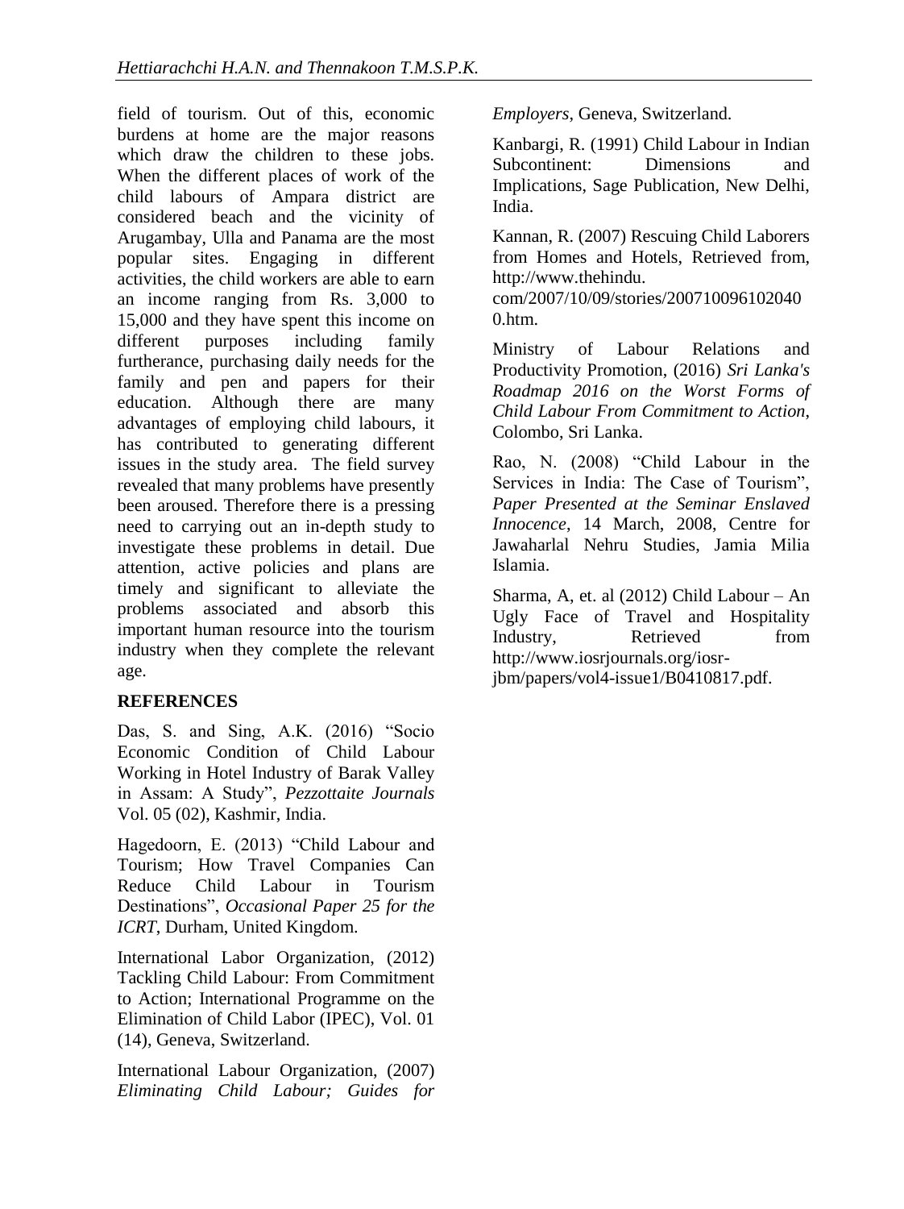field of tourism. Out of this, economic burdens at home are the major reasons which draw the children to these jobs. When the different places of work of the child labours of Ampara district are considered beach and the vicinity of Arugambay, Ulla and Panama are the most popular sites. Engaging in different activities, the child workers are able to earn an income ranging from Rs. 3,000 to 15,000 and they have spent this income on different purposes including family furtherance, purchasing daily needs for the family and pen and papers for their education. Although there are many advantages of employing child labours, it has contributed to generating different issues in the study area. The field survey revealed that many problems have presently been aroused. Therefore there is a pressing need to carrying out an in-depth study to investigate these problems in detail. Due attention, active policies and plans are timely and significant to alleviate the problems associated and absorb this important human resource into the tourism industry when they complete the relevant age.

## REFERENCES

Das, S. and Sing, A.K. (2016) "Socio Economic Condition of Child Labour Working in Hotel Industry of Barak Valley in Assam: A Study", *Pezzottaite Journals* Vol. 05 (02), Kashmir, India.

Hagedoorn, E. (2013) "Child Labour and Tourism; How Travel Companies Can Reduce Child Labour in Tourism Destinations", *Occasional Paper 25 for the ICRT*, Durham, United Kingdom.

International Labor Organization, (2012) Tackling Child Labour: From Commitment to Action; International Programme on the Elimination of Child Labor (IPEC), Vol. 01 (14), Geneva, Switzerland.

International Labour Organization, (2007) *Eliminating Child Labour; Guides for Employers*, Geneva, Switzerland.

Kanbargi, R. (1991) Child Labour in Indian Subcontinent: Dimensions and Implications, Sage Publication, New Delhi, India.

Kannan, R. (2007) Rescuing Child Laborers from Homes and Hotels, Retrieved from, http://www.thehindu.com/2007/10/09/stories/2007100961020400.htm.

Ministry of Labour Relations and Productivity Promotion, (2016) *Sri Lanka's Roadmap 2016 on the Worst Forms of Child Labour From Commitment to Action*, Colombo, Sri Lanka.

Rao, N. (2008) "Child Labour in the Services in India: The Case of Tourism", *Paper Presented at the Seminar Enslaved Innocence*, 14 March, 2008, Centre for Jawaharlal Nehru Studies, Jamia Milia Islamia.

Sharma, A, et. al (2012) Child Labour – An Ugly Face of Travel and Hospitality Industry, Retrieved from http://www.iosrjournals.org/iosr-jbm/papers/vol4-issue1/B0410817.pdf.